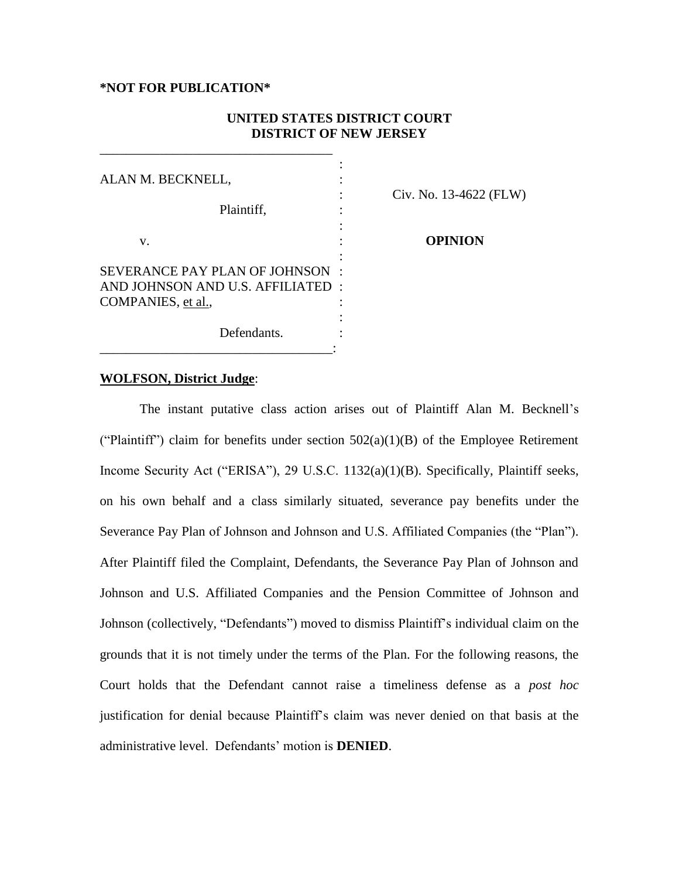**\*NOT FOR PUBLICATION\***

**UNITED STATES DISTRICT COURT**
**DISTRICT OF NEW JERSEY**

| | | |
|---|---|---|
| ALAN M. BECKNELL, Plaintiff, | : | Civ. No. 13-4622 (FLW) |
| v. | : | **OPINION** |
| SEVERANCE PAY PLAN OF JOHNSON AND JOHNSON AND U.S. AFFILIATED COMPANIES, <u>et al.</u>, Defendants. | : | |

**<u>WOLFSON, District Judge</u>**:

The instant putative class action arises out of Plaintiff Alan M. Becknell's ("Plaintiff") claim for benefits under section 502(a)(1)(B) of the Employee Retirement Income Security Act ("ERISA"), 29 U.S.C. 1132(a)(1)(B). Specifically, Plaintiff seeks, on his own behalf and a class similarly situated, severance pay benefits under the Severance Pay Plan of Johnson and Johnson and U.S. Affiliated Companies (the "Plan"). After Plaintiff filed the Complaint, Defendants, the Severance Pay Plan of Johnson and Johnson and U.S. Affiliated Companies and the Pension Committee of Johnson and Johnson (collectively, "Defendants") moved to dismiss Plaintiff's individual claim on the grounds that it is not timely under the terms of the Plan. For the following reasons, the Court holds that the Defendant cannot raise a timeliness defense as a *post hoc* justification for denial because Plaintiff's claim was never denied on that basis at the administrative level. Defendants' motion is **DENIED**.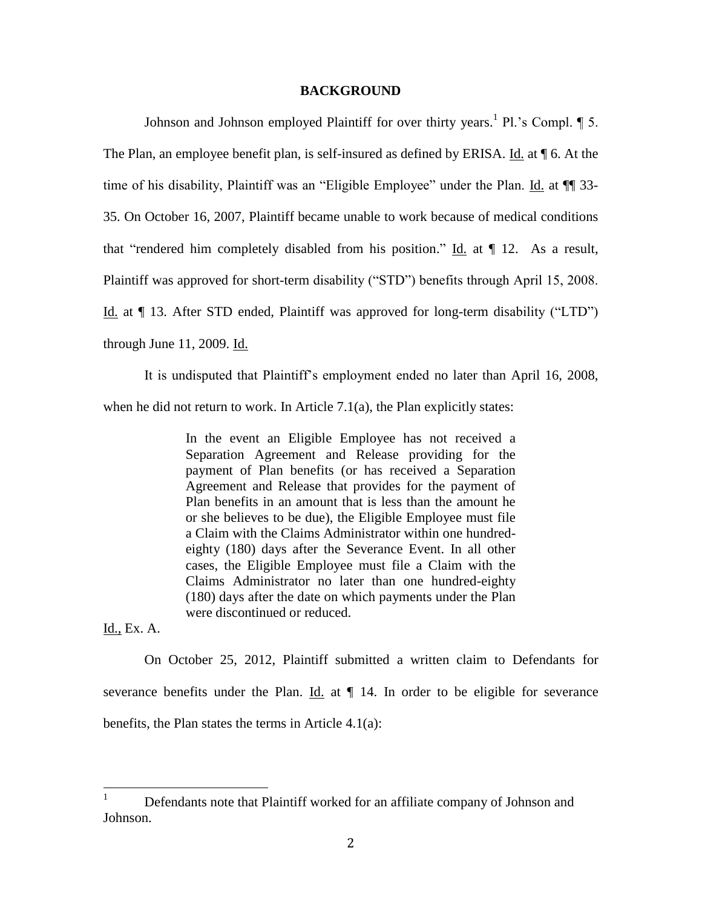## BACKGROUND

Johnson and Johnson employed Plaintiff for over thirty years.[1] Pl.'s Compl. ¶ 5. The Plan, an employee benefit plan, is self-insured as defined by ERISA. Id. at ¶ 6. At the time of his disability, Plaintiff was an "Eligible Employee" under the Plan. Id. at ¶¶ 33-35. On October 16, 2007, Plaintiff became unable to work because of medical conditions that "rendered him completely disabled from his position." Id. at ¶ 12. As a result, Plaintiff was approved for short-term disability ("STD") benefits through April 15, 2008. Id. at ¶ 13. After STD ended, Plaintiff was approved for long-term disability ("LTD") through June 11, 2009. Id.

It is undisputed that Plaintiff's employment ended no later than April 16, 2008, when he did not return to work. In Article 7.1(a), the Plan explicitly states:

> In the event an Eligible Employee has not received a Separation Agreement and Release providing for the payment of Plan benefits (or has received a Separation Agreement and Release that provides for the payment of Plan benefits in an amount that is less than the amount he or she believes to be due), the Eligible Employee must file a Claim with the Claims Administrator within one hundred-eighty (180) days after the Severance Event. In all other cases, the Eligible Employee must file a Claim with the Claims Administrator no later than one hundred-eighty (180) days after the date on which payments under the Plan were discontinued or reduced.

Id., Ex. A.

On October 25, 2012, Plaintiff submitted a written claim to Defendants for severance benefits under the Plan. Id. at ¶ 14. In order to be eligible for severance benefits, the Plan states the terms in Article 4.1(a):

---

[1] Defendants note that Plaintiff worked for an affiliate company of Johnson and Johnson.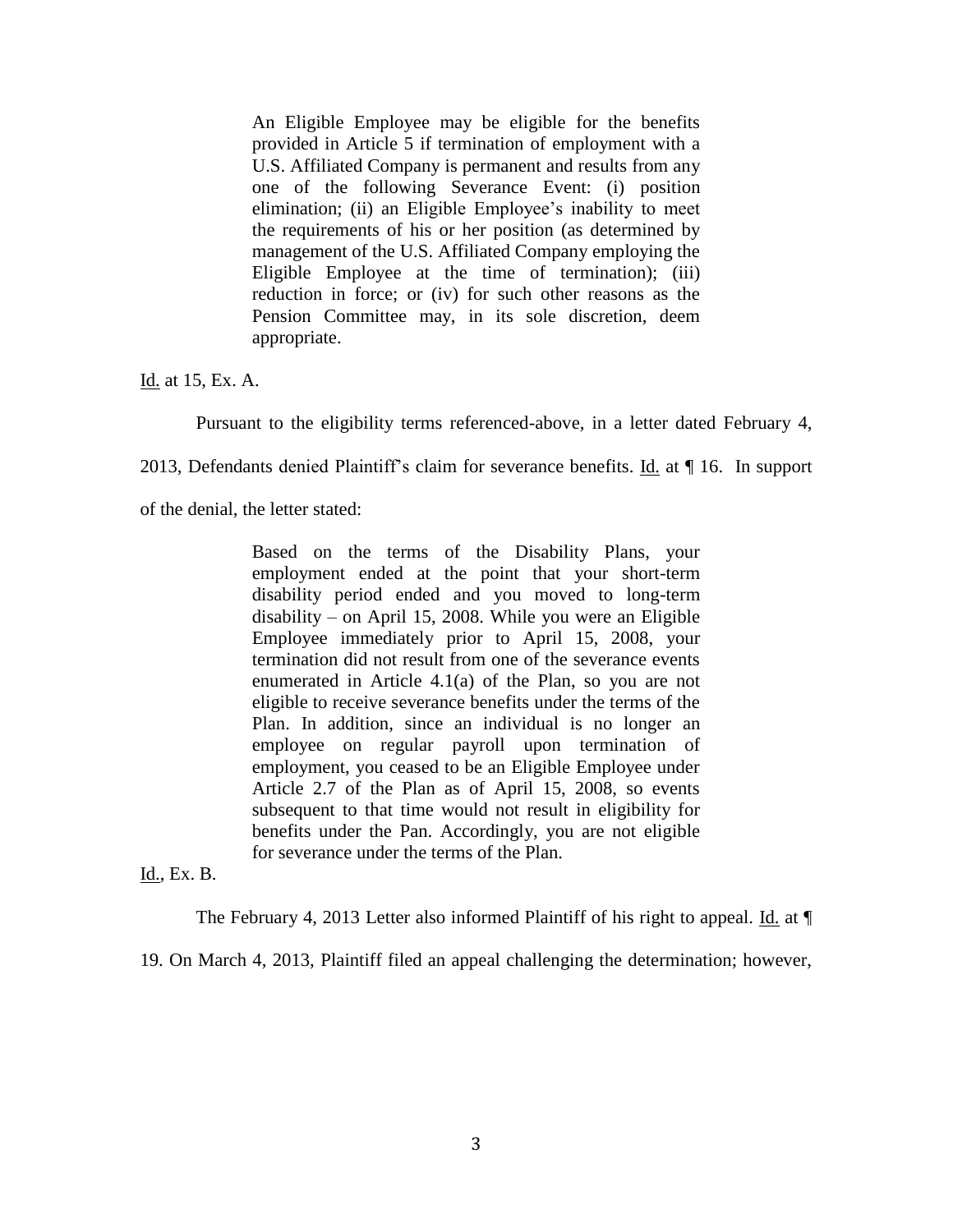> An Eligible Employee may be eligible for the benefits provided in Article 5 if termination of employment with a U.S. Affiliated Company is permanent and results from any one of the following Severance Event: (i) position elimination; (ii) an Eligible Employee's inability to meet the requirements of his or her position (as determined by management of the U.S. Affiliated Company employing the Eligible Employee at the time of termination); (iii) reduction in force; or (iv) for such other reasons as the Pension Committee may, in its sole discretion, deem appropriate.

Id. at 15, Ex. A.

Pursuant to the eligibility terms referenced-above, in a letter dated February 4, 2013, Defendants denied Plaintiff's claim for severance benefits. Id. at ¶ 16. In support of the denial, the letter stated:

> Based on the terms of the Disability Plans, your employment ended at the point that your short-term disability period ended and you moved to long-term disability – on April 15, 2008. While you were an Eligible Employee immediately prior to April 15, 2008, your termination did not result from one of the severance events enumerated in Article 4.1(a) of the Plan, so you are not eligible to receive severance benefits under the terms of the Plan. In addition, since an individual is no longer an employee on regular payroll upon termination of employment, you ceased to be an Eligible Employee under Article 2.7 of the Plan as of April 15, 2008, so events subsequent to that time would not result in eligibility for benefits under the Pan. Accordingly, you are not eligible for severance under the terms of the Plan.

Id., Ex. B.

The February 4, 2013 Letter also informed Plaintiff of his right to appeal. Id. at ¶ 19. On March 4, 2013, Plaintiff filed an appeal challenging the determination; however,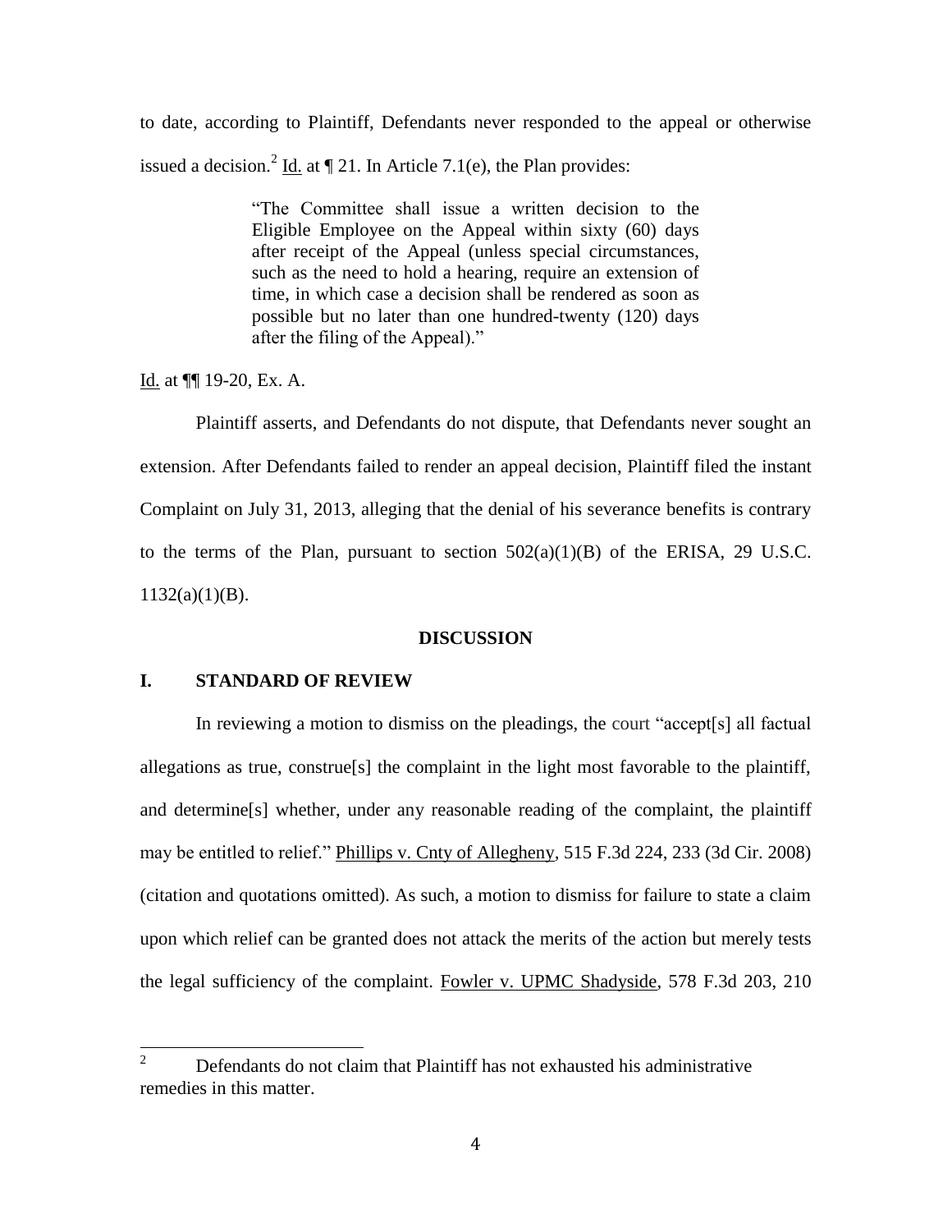to date, according to Plaintiff, Defendants never responded to the appeal or otherwise issued a decision.[2] Id. at ¶ 21. In Article 7.1(e), the Plan provides:

> "The Committee shall issue a written decision to the Eligible Employee on the Appeal within sixty (60) days after receipt of the Appeal (unless special circumstances, such as the need to hold a hearing, require an extension of time, in which case a decision shall be rendered as soon as possible but no later than one hundred-twenty (120) days after the filing of the Appeal)."

Id. at ¶¶ 19-20, Ex. A.

Plaintiff asserts, and Defendants do not dispute, that Defendants never sought an extension. After Defendants failed to render an appeal decision, Plaintiff filed the instant Complaint on July 31, 2013, alleging that the denial of his severance benefits is contrary to the terms of the Plan, pursuant to section 502(a)(1)(B) of the ERISA, 29 U.S.C. 1132(a)(1)(B).

## DISCUSSION

### I. STANDARD OF REVIEW

In reviewing a motion to dismiss on the pleadings, the court "accept[s] all factual allegations as true, construe[s] the complaint in the light most favorable to the plaintiff, and determine[s] whether, under any reasonable reading of the complaint, the plaintiff may be entitled to relief." Phillips v. Cnty of Allegheny, 515 F.3d 224, 233 (3d Cir. 2008) (citation and quotations omitted). As such, a motion to dismiss for failure to state a claim upon which relief can be granted does not attack the merits of the action but merely tests the legal sufficiency of the complaint. Fowler v. UPMC Shadyside, 578 F.3d 203, 210

---

[2] Defendants do not claim that Plaintiff has not exhausted his administrative remedies in this matter.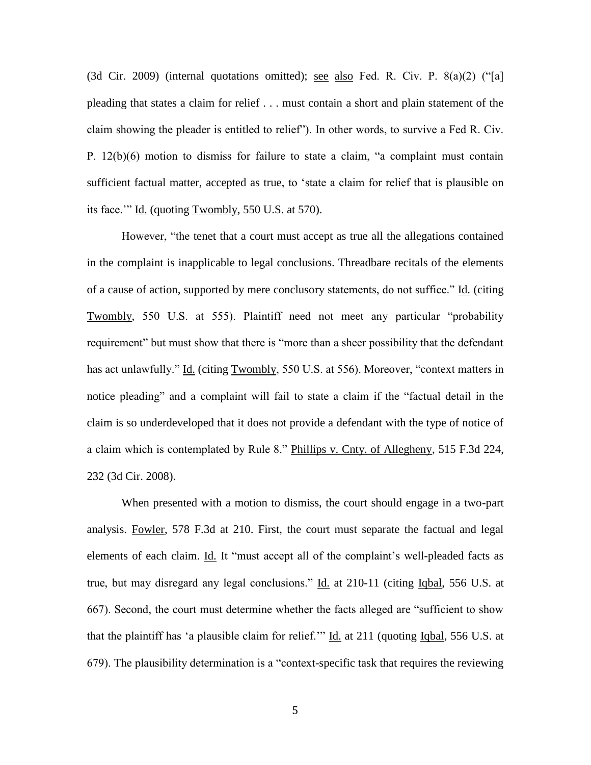(3d Cir. 2009) (internal quotations omitted); see also Fed. R. Civ. P. 8(a)(2) ("[a] pleading that states a claim for relief . . . must contain a short and plain statement of the claim showing the pleader is entitled to relief"). In other words, to survive a Fed R. Civ. P. 12(b)(6) motion to dismiss for failure to state a claim, "a complaint must contain sufficient factual matter, accepted as true, to 'state a claim for relief that is plausible on its face.'" Id. (quoting Twombly, 550 U.S. at 570).

However, "the tenet that a court must accept as true all the allegations contained in the complaint is inapplicable to legal conclusions. Threadbare recitals of the elements of a cause of action, supported by mere conclusory statements, do not suffice." Id. (citing Twombly, 550 U.S. at 555). Plaintiff need not meet any particular "probability requirement" but must show that there is "more than a sheer possibility that the defendant has act unlawfully." Id. (citing Twombly, 550 U.S. at 556). Moreover, "context matters in notice pleading" and a complaint will fail to state a claim if the "factual detail in the claim is so underdeveloped that it does not provide a defendant with the type of notice of a claim which is contemplated by Rule 8." Phillips v. Cnty. of Allegheny, 515 F.3d 224, 232 (3d Cir. 2008).

When presented with a motion to dismiss, the court should engage in a two-part analysis. Fowler, 578 F.3d at 210. First, the court must separate the factual and legal elements of each claim. Id. It "must accept all of the complaint's well-pleaded facts as true, but may disregard any legal conclusions." Id. at 210-11 (citing Iqbal, 556 U.S. at 667). Second, the court must determine whether the facts alleged are "sufficient to show that the plaintiff has 'a plausible claim for relief.'" Id. at 211 (quoting Iqbal, 556 U.S. at 679). The plausibility determination is a "context-specific task that requires the reviewing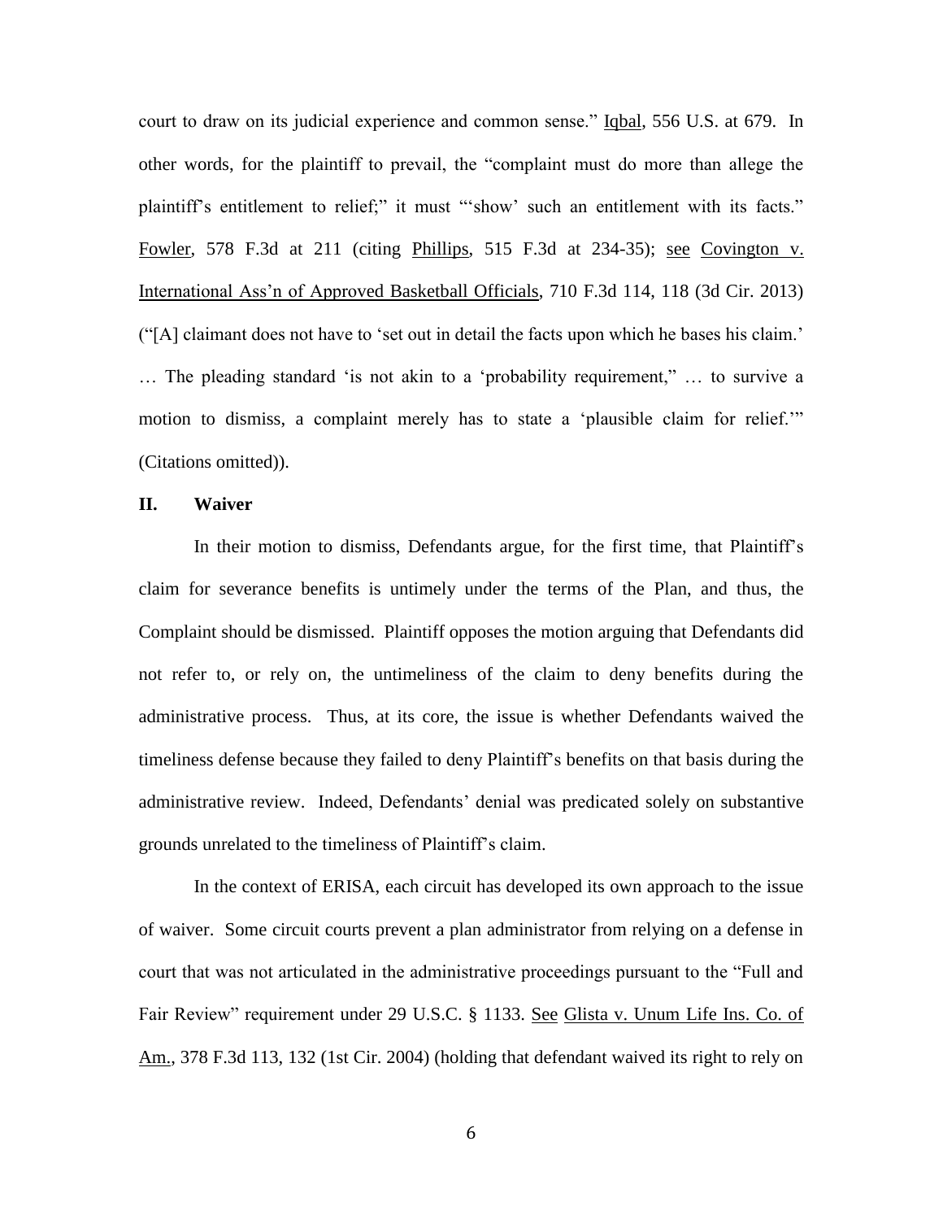court to draw on its judicial experience and common sense." Iqbal, 556 U.S. at 679. In other words, for the plaintiff to prevail, the "complaint must do more than allege the plaintiff's entitlement to relief;" it must "'show' such an entitlement with its facts." Fowler, 578 F.3d at 211 (citing Phillips, 515 F.3d at 234-35); see Covington v. International Ass'n of Approved Basketball Officials, 710 F.3d 114, 118 (3d Cir. 2013) ("[A] claimant does not have to 'set out in detail the facts upon which he bases his claim.' … The pleading standard 'is not akin to a 'probability requirement," … to survive a motion to dismiss, a complaint merely has to state a 'plausible claim for relief.'" (Citations omitted)).

## II. Waiver

In their motion to dismiss, Defendants argue, for the first time, that Plaintiff's claim for severance benefits is untimely under the terms of the Plan, and thus, the Complaint should be dismissed. Plaintiff opposes the motion arguing that Defendants did not refer to, or rely on, the untimeliness of the claim to deny benefits during the administrative process. Thus, at its core, the issue is whether Defendants waived the timeliness defense because they failed to deny Plaintiff's benefits on that basis during the administrative review. Indeed, Defendants' denial was predicated solely on substantive grounds unrelated to the timeliness of Plaintiff's claim.

In the context of ERISA, each circuit has developed its own approach to the issue of waiver. Some circuit courts prevent a plan administrator from relying on a defense in court that was not articulated in the administrative proceedings pursuant to the "Full and Fair Review" requirement under 29 U.S.C. § 1133. See Glista v. Unum Life Ins. Co. of Am., 378 F.3d 113, 132 (1st Cir. 2004) (holding that defendant waived its right to rely on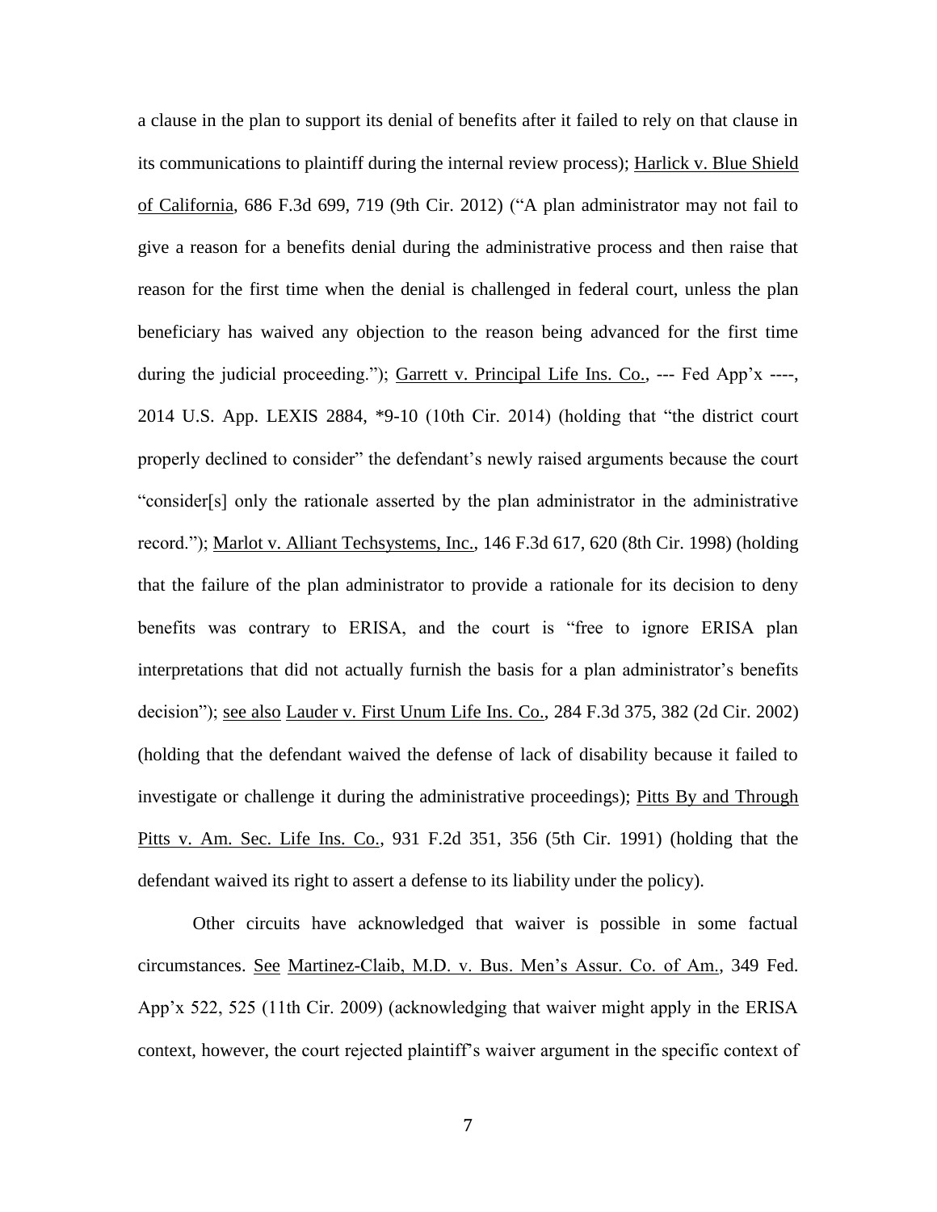a clause in the plan to support its denial of benefits after it failed to rely on that clause in its communications to plaintiff during the internal review process); Harlick v. Blue Shield of California, 686 F.3d 699, 719 (9th Cir. 2012) ("A plan administrator may not fail to give a reason for a benefits denial during the administrative process and then raise that reason for the first time when the denial is challenged in federal court, unless the plan beneficiary has waived any objection to the reason being advanced for the first time during the judicial proceeding."); Garrett v. Principal Life Ins. Co., --- Fed App'x ----, 2014 U.S. App. LEXIS 2884, *9-10 (10th Cir. 2014) (holding that "the district court properly declined to consider" the defendant's newly raised arguments because the court "consider[s] only the rationale asserted by the plan administrator in the administrative record."); Marlot v. Alliant Techsystems, Inc., 146 F.3d 617, 620 (8th Cir. 1998) (holding that the failure of the plan administrator to provide a rationale for its decision to deny benefits was contrary to ERISA, and the court is "free to ignore ERISA plan interpretations that did not actually furnish the basis for a plan administrator's benefits decision"); see also Lauder v. First Unum Life Ins. Co., 284 F.3d 375, 382 (2d Cir. 2002) (holding that the defendant waived the defense of lack of disability because it failed to investigate or challenge it during the administrative proceedings); Pitts By and Through Pitts v. Am. Sec. Life Ins. Co., 931 F.2d 351, 356 (5th Cir. 1991) (holding that the defendant waived its right to assert a defense to its liability under the policy).

Other circuits have acknowledged that waiver is possible in some factual circumstances. See Martinez-Claib, M.D. v. Bus. Men's Assur. Co. of Am., 349 Fed. App'x 522, 525 (11th Cir. 2009) (acknowledging that waiver might apply in the ERISA context, however, the court rejected plaintiff's waiver argument in the specific context of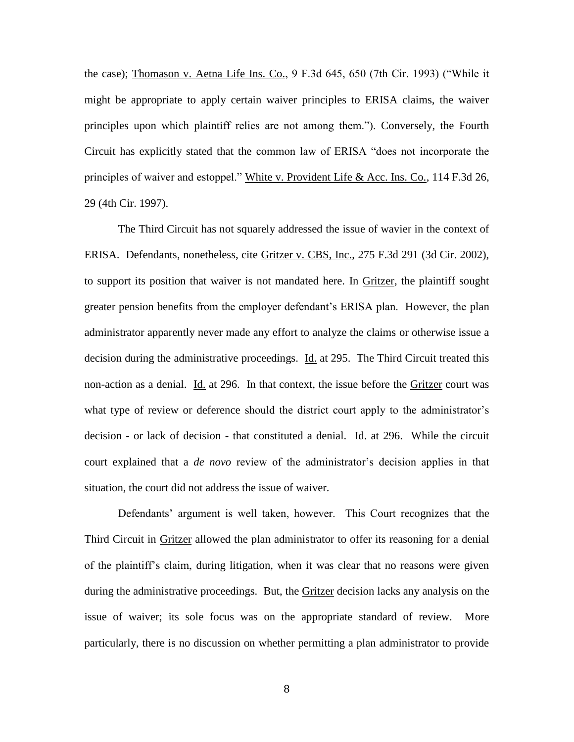the case); Thomason v. Aetna Life Ins. Co., 9 F.3d 645, 650 (7th Cir. 1993) ("While it might be appropriate to apply certain waiver principles to ERISA claims, the waiver principles upon which plaintiff relies are not among them."). Conversely, the Fourth Circuit has explicitly stated that the common law of ERISA "does not incorporate the principles of waiver and estoppel." White v. Provident Life & Acc. Ins. Co., 114 F.3d 26, 29 (4th Cir. 1997).

The Third Circuit has not squarely addressed the issue of wavier in the context of ERISA. Defendants, nonetheless, cite Gritzer v. CBS, Inc., 275 F.3d 291 (3d Cir. 2002), to support its position that waiver is not mandated here. In Gritzer, the plaintiff sought greater pension benefits from the employer defendant's ERISA plan. However, the plan administrator apparently never made any effort to analyze the claims or otherwise issue a decision during the administrative proceedings. Id. at 295. The Third Circuit treated this non-action as a denial. Id. at 296. In that context, the issue before the Gritzer court was what type of review or deference should the district court apply to the administrator's decision - or lack of decision - that constituted a denial. Id. at 296. While the circuit court explained that a *de novo* review of the administrator's decision applies in that situation, the court did not address the issue of waiver.

Defendants' argument is well taken, however. This Court recognizes that the Third Circuit in Gritzer allowed the plan administrator to offer its reasoning for a denial of the plaintiff's claim, during litigation, when it was clear that no reasons were given during the administrative proceedings. But, the Gritzer decision lacks any analysis on the issue of waiver; its sole focus was on the appropriate standard of review. More particularly, there is no discussion on whether permitting a plan administrator to provide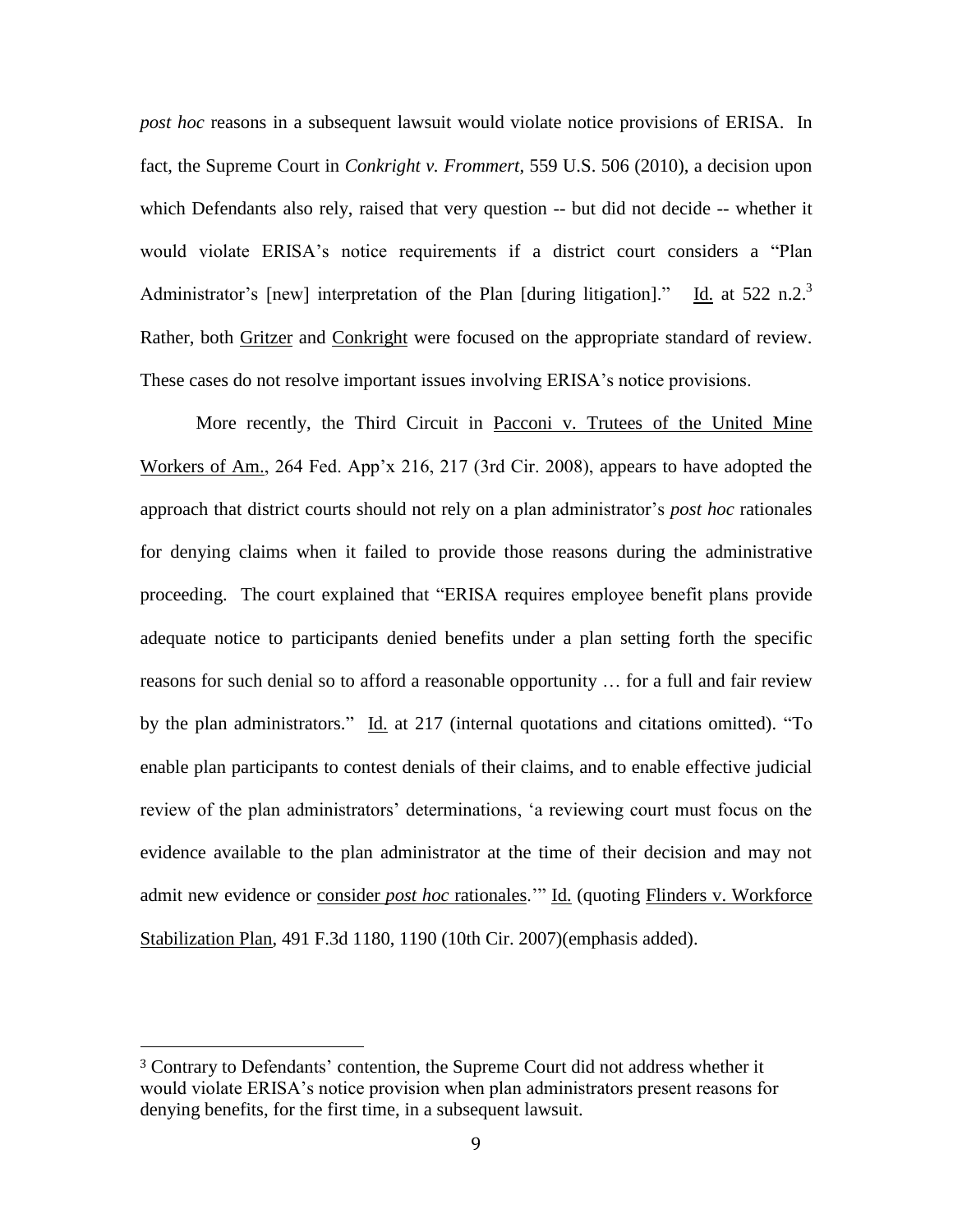*post hoc* reasons in a subsequent lawsuit would violate notice provisions of ERISA. In fact, the Supreme Court in *Conkright v. Frommert*, 559 U.S. 506 (2010), a decision upon which Defendants also rely, raised that very question -- but did not decide -- whether it would violate ERISA's notice requirements if a district court considers a "Plan Administrator's [new] interpretation of the Plan [during litigation]." Id. at 522 n.2.[3] Rather, both Gritzer and Conkright were focused on the appropriate standard of review. These cases do not resolve important issues involving ERISA's notice provisions.

More recently, the Third Circuit in Pacconi v. Trutees of the United Mine Workers of Am., 264 Fed. App'x 216, 217 (3rd Cir. 2008), appears to have adopted the approach that district courts should not rely on a plan administrator's *post hoc* rationales for denying claims when it failed to provide those reasons during the administrative proceeding. The court explained that "ERISA requires employee benefit plans provide adequate notice to participants denied benefits under a plan setting forth the specific reasons for such denial so to afford a reasonable opportunity … for a full and fair review by the plan administrators." Id. at 217 (internal quotations and citations omitted). "To enable plan participants to contest denials of their claims, and to enable effective judicial review of the plan administrators' determinations, 'a reviewing court must focus on the evidence available to the plan administrator at the time of their decision and may not admit new evidence or consider *post hoc* rationales.'" Id. (quoting Flinders v. Workforce Stabilization Plan, 491 F.3d 1180, 1190 (10th Cir. 2007)(emphasis added).

[3] Contrary to Defendants' contention, the Supreme Court did not address whether it would violate ERISA's notice provision when plan administrators present reasons for denying benefits, for the first time, in a subsequent lawsuit.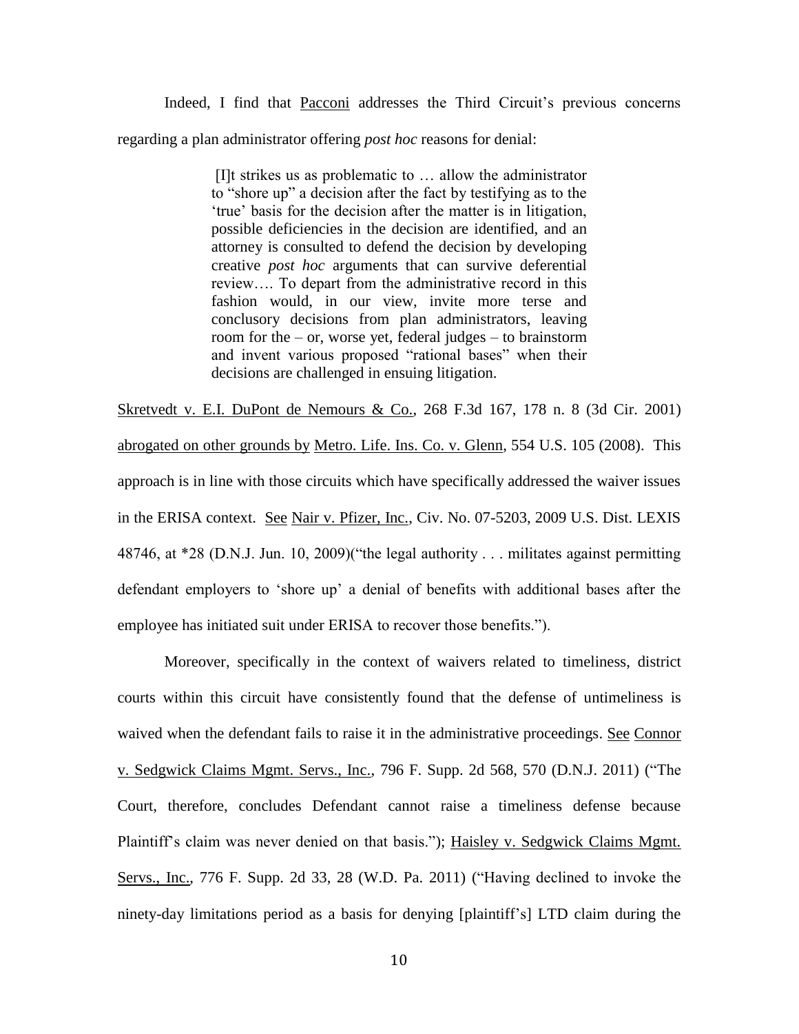Indeed, I find that Pacconi addresses the Third Circuit's previous concerns regarding a plan administrator offering *post hoc* reasons for denial:

> [I]t strikes us as problematic to … allow the administrator to "shore up" a decision after the fact by testifying as to the 'true' basis for the decision after the matter is in litigation, possible deficiencies in the decision are identified, and an attorney is consulted to defend the decision by developing creative *post hoc* arguments that can survive deferential review…. To depart from the administrative record in this fashion would, in our view, invite more terse and conclusory decisions from plan administrators, leaving room for the – or, worse yet, federal judges – to brainstorm and invent various proposed "rational bases" when their decisions are challenged in ensuing litigation.

Skretvedt v. E.I. DuPont de Nemours & Co., 268 F.3d 167, 178 n. 8 (3d Cir. 2001) abrogated on other grounds by Metro. Life. Ins. Co. v. Glenn, 554 U.S. 105 (2008). This approach is in line with those circuits which have specifically addressed the waiver issues in the ERISA context. See Nair v. Pfizer, Inc., Civ. No. 07-5203, 2009 U.S. Dist. LEXIS 48746, at *28 (D.N.J. Jun. 10, 2009)("the legal authority . . . militates against permitting defendant employers to 'shore up' a denial of benefits with additional bases after the employee has initiated suit under ERISA to recover those benefits.").

Moreover, specifically in the context of waivers related to timeliness, district courts within this circuit have consistently found that the defense of untimeliness is waived when the defendant fails to raise it in the administrative proceedings. See Connor v. Sedgwick Claims Mgmt. Servs., Inc., 796 F. Supp. 2d 568, 570 (D.N.J. 2011) ("The Court, therefore, concludes Defendant cannot raise a timeliness defense because Plaintiff's claim was never denied on that basis."); Haisley v. Sedgwick Claims Mgmt. Servs., Inc., 776 F. Supp. 2d 33, 28 (W.D. Pa. 2011) ("Having declined to invoke the ninety-day limitations period as a basis for denying [plaintiff's] LTD claim during the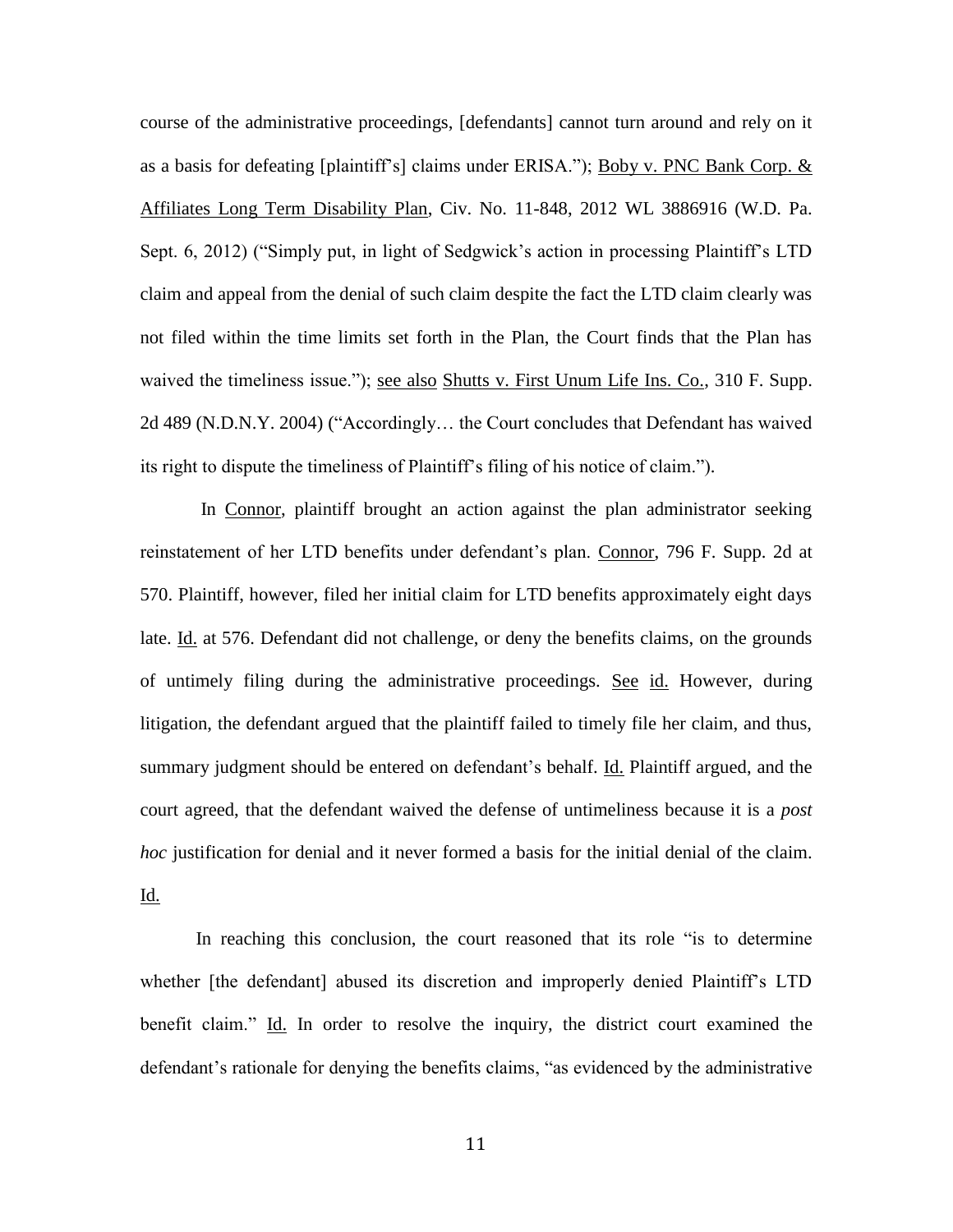course of the administrative proceedings, [defendants] cannot turn around and rely on it as a basis for defeating [plaintiff's] claims under ERISA."); Boby v. PNC Bank Corp. & Affiliates Long Term Disability Plan, Civ. No. 11-848, 2012 WL 3886916 (W.D. Pa. Sept. 6, 2012) ("Simply put, in light of Sedgwick's action in processing Plaintiff's LTD claim and appeal from the denial of such claim despite the fact the LTD claim clearly was not filed within the time limits set forth in the Plan, the Court finds that the Plan has waived the timeliness issue."); see also Shutts v. First Unum Life Ins. Co., 310 F. Supp. 2d 489 (N.D.N.Y. 2004) ("Accordingly… the Court concludes that Defendant has waived its right to dispute the timeliness of Plaintiff's filing of his notice of claim.").

In Connor, plaintiff brought an action against the plan administrator seeking reinstatement of her LTD benefits under defendant's plan. Connor, 796 F. Supp. 2d at 570. Plaintiff, however, filed her initial claim for LTD benefits approximately eight days late. Id. at 576. Defendant did not challenge, or deny the benefits claims, on the grounds of untimely filing during the administrative proceedings. See id. However, during litigation, the defendant argued that the plaintiff failed to timely file her claim, and thus, summary judgment should be entered on defendant's behalf. Id. Plaintiff argued, and the court agreed, that the defendant waived the defense of untimeliness because it is a *post hoc* justification for denial and it never formed a basis for the initial denial of the claim. Id.

In reaching this conclusion, the court reasoned that its role "is to determine whether [the defendant] abused its discretion and improperly denied Plaintiff's LTD benefit claim." Id. In order to resolve the inquiry, the district court examined the defendant's rationale for denying the benefits claims, "as evidenced by the administrative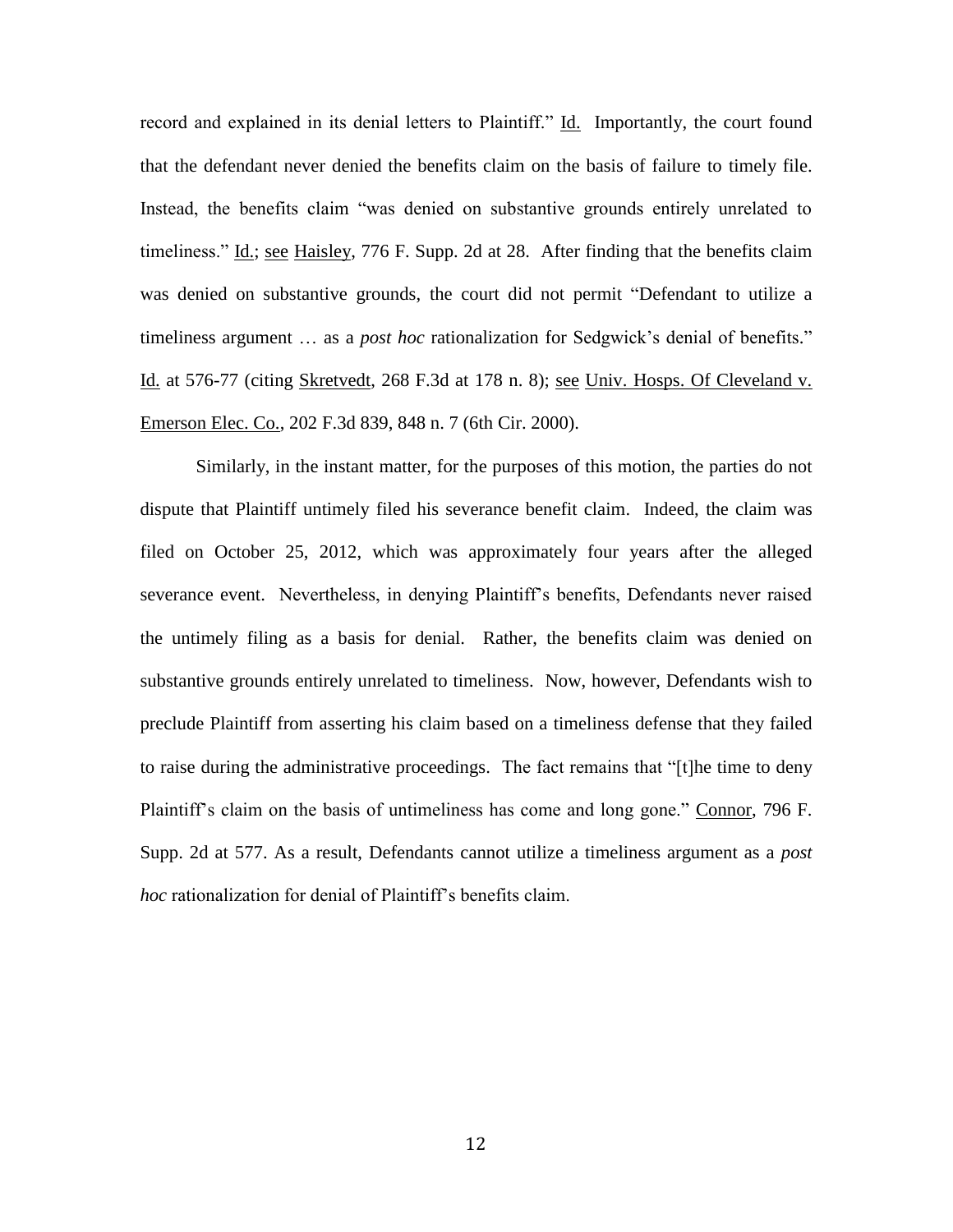record and explained in its denial letters to Plaintiff." Id. Importantly, the court found that the defendant never denied the benefits claim on the basis of failure to timely file. Instead, the benefits claim "was denied on substantive grounds entirely unrelated to timeliness." Id.; see Haisley, 776 F. Supp. 2d at 28. After finding that the benefits claim was denied on substantive grounds, the court did not permit "Defendant to utilize a timeliness argument … as a *post hoc* rationalization for Sedgwick's denial of benefits." Id. at 576-77 (citing Skretvedt, 268 F.3d at 178 n. 8); see Univ. Hosps. Of Cleveland v. Emerson Elec. Co., 202 F.3d 839, 848 n. 7 (6th Cir. 2000).

Similarly, in the instant matter, for the purposes of this motion, the parties do not dispute that Plaintiff untimely filed his severance benefit claim. Indeed, the claim was filed on October 25, 2012, which was approximately four years after the alleged severance event. Nevertheless, in denying Plaintiff's benefits, Defendants never raised the untimely filing as a basis for denial. Rather, the benefits claim was denied on substantive grounds entirely unrelated to timeliness. Now, however, Defendants wish to preclude Plaintiff from asserting his claim based on a timeliness defense that they failed to raise during the administrative proceedings. The fact remains that "[t]he time to deny Plaintiff's claim on the basis of untimeliness has come and long gone." Connor, 796 F. Supp. 2d at 577. As a result, Defendants cannot utilize a timeliness argument as a *post hoc* rationalization for denial of Plaintiff's benefits claim.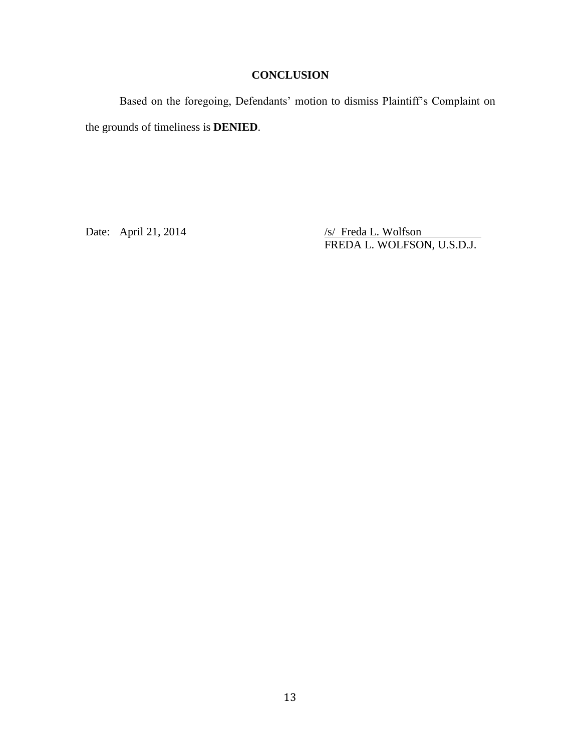## CONCLUSION

Based on the foregoing, Defendants' motion to dismiss Plaintiff's Complaint on the grounds of timeliness is **DENIED**.

Date: April 21, 2014

/s/ Freda L. Wolfson
FREDA L. WOLFSON, U.S.D.J.